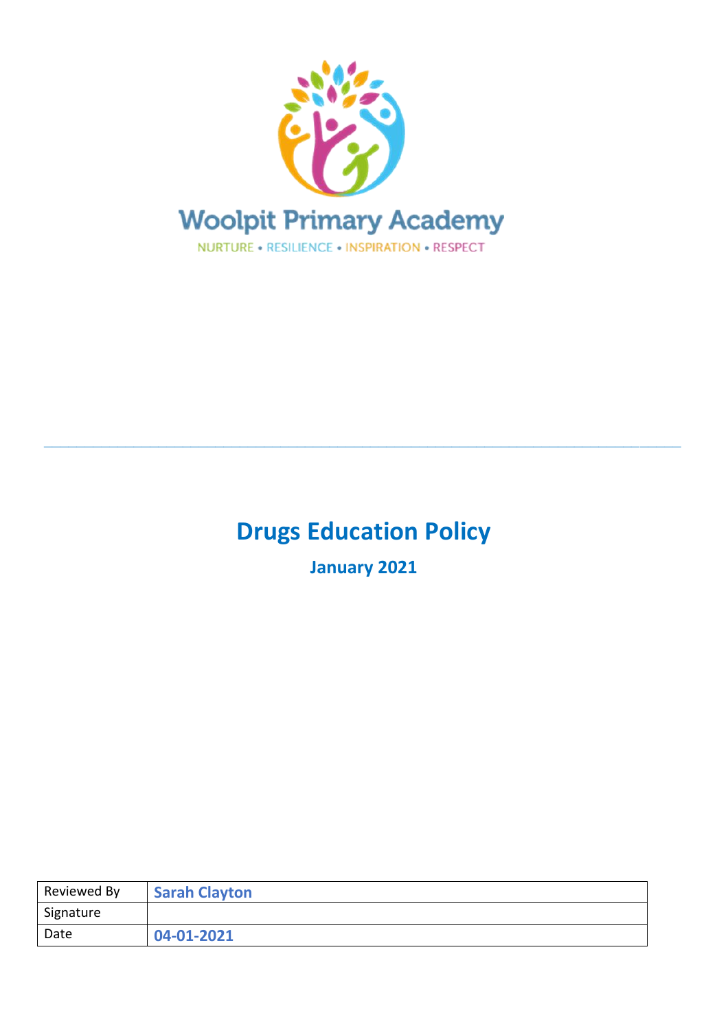Woolpit Primary Academy

NURTURE • RESILIENCE • INSPIRATION • RESPECT

---

# Drugs Education Policy

**January 2021**

| Reviewed By | **Sarah Clayton** |
| --- | --- |
| Signature | |
| Date | **04-01-2021** |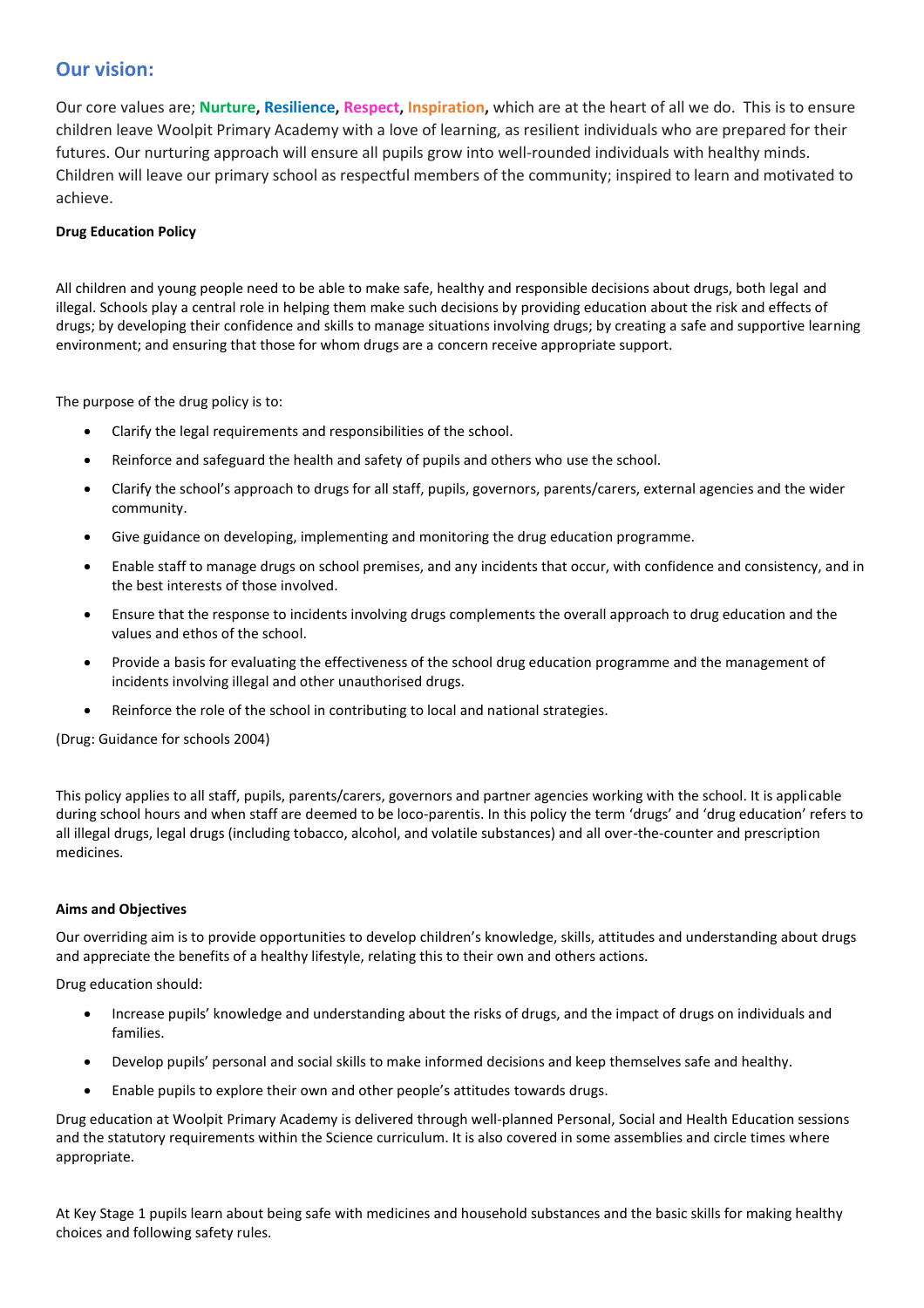## Our vision:

Our core values are; **Nurture**, **Resilience**, **Respect**, **Inspiration**, which are at the heart of all we do. This is to ensure children leave Woolpit Primary Academy with a love of learning, as resilient individuals who are prepared for their futures. Our nurturing approach will ensure all pupils grow into well-rounded individuals with healthy minds. Children will leave our primary school as respectful members of the community; inspired to learn and motivated to achieve.

**Drug Education Policy**

All children and young people need to be able to make safe, healthy and responsible decisions about drugs, both legal and illegal. Schools play a central role in helping them make such decisions by providing education about the risk and effects of drugs; by developing their confidence and skills to manage situations involving drugs; by creating a safe and supportive learning environment; and ensuring that those for whom drugs are a concern receive appropriate support.

The purpose of the drug policy is to:

- Clarify the legal requirements and responsibilities of the school.
- Reinforce and safeguard the health and safety of pupils and others who use the school.
- Clarify the school's approach to drugs for all staff, pupils, governors, parents/carers, external agencies and the wider community.
- Give guidance on developing, implementing and monitoring the drug education programme.
- Enable staff to manage drugs on school premises, and any incidents that occur, with confidence and consistency, and in the best interests of those involved.
- Ensure that the response to incidents involving drugs complements the overall approach to drug education and the values and ethos of the school.
- Provide a basis for evaluating the effectiveness of the school drug education programme and the management of incidents involving illegal and other unauthorised drugs.
- Reinforce the role of the school in contributing to local and national strategies.

(Drug: Guidance for schools 2004)

This policy applies to all staff, pupils, parents/carers, governors and partner agencies working with the school. It is applicable during school hours and when staff are deemed to be loco-parentis. In this policy the term 'drugs' and 'drug education' refers to all illegal drugs, legal drugs (including tobacco, alcohol, and volatile substances) and all over-the-counter and prescription medicines.

**Aims and Objectives**

Our overriding aim is to provide opportunities to develop children's knowledge, skills, attitudes and understanding about drugs and appreciate the benefits of a healthy lifestyle, relating this to their own and others actions.

Drug education should:

- Increase pupils' knowledge and understanding about the risks of drugs, and the impact of drugs on individuals and families.
- Develop pupils' personal and social skills to make informed decisions and keep themselves safe and healthy.
- Enable pupils to explore their own and other people's attitudes towards drugs.

Drug education at Woolpit Primary Academy is delivered through well-planned Personal, Social and Health Education sessions and the statutory requirements within the Science curriculum. It is also covered in some assemblies and circle times where appropriate.

At Key Stage 1 pupils learn about being safe with medicines and household substances and the basic skills for making healthy choices and following safety rules.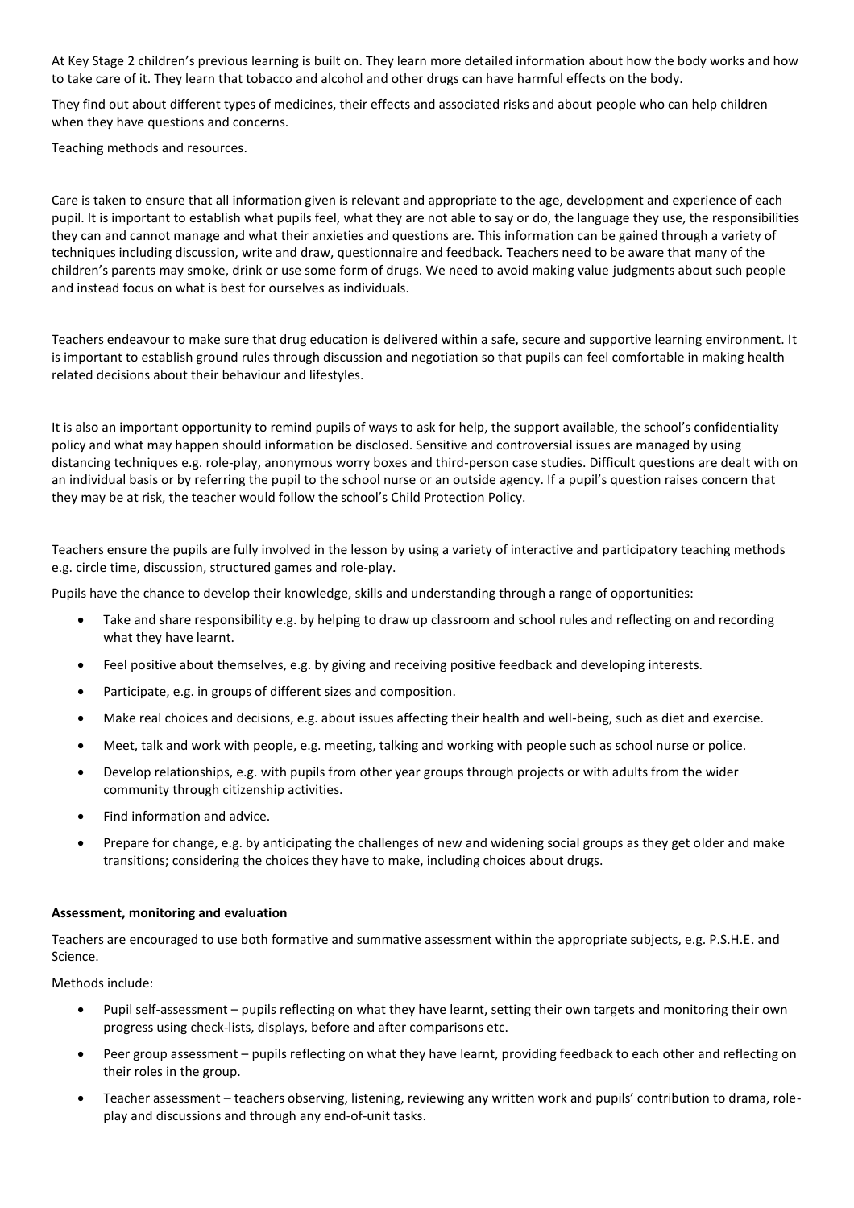At Key Stage 2 children's previous learning is built on. They learn more detailed information about how the body works and how to take care of it. They learn that tobacco and alcohol and other drugs can have harmful effects on the body.

They find out about different types of medicines, their effects and associated risks and about people who can help children when they have questions and concerns.

Teaching methods and resources.

Care is taken to ensure that all information given is relevant and appropriate to the age, development and experience of each pupil. It is important to establish what pupils feel, what they are not able to say or do, the language they use, the responsibilities they can and cannot manage and what their anxieties and questions are. This information can be gained through a variety of techniques including discussion, write and draw, questionnaire and feedback. Teachers need to be aware that many of the children's parents may smoke, drink or use some form of drugs. We need to avoid making value judgments about such people and instead focus on what is best for ourselves as individuals.

Teachers endeavour to make sure that drug education is delivered within a safe, secure and supportive learning environment. It is important to establish ground rules through discussion and negotiation so that pupils can feel comfortable in making health related decisions about their behaviour and lifestyles.

It is also an important opportunity to remind pupils of ways to ask for help, the support available, the school's confidentiality policy and what may happen should information be disclosed. Sensitive and controversial issues are managed by using distancing techniques e.g. role-play, anonymous worry boxes and third-person case studies. Difficult questions are dealt with on an individual basis or by referring the pupil to the school nurse or an outside agency. If a pupil's question raises concern that they may be at risk, the teacher would follow the school's Child Protection Policy.

Teachers ensure the pupils are fully involved in the lesson by using a variety of interactive and participatory teaching methods e.g. circle time, discussion, structured games and role-play.

Pupils have the chance to develop their knowledge, skills and understanding through a range of opportunities:

- Take and share responsibility e.g. by helping to draw up classroom and school rules and reflecting on and recording what they have learnt.
- Feel positive about themselves, e.g. by giving and receiving positive feedback and developing interests.
- Participate, e.g. in groups of different sizes and composition.
- Make real choices and decisions, e.g. about issues affecting their health and well-being, such as diet and exercise.
- Meet, talk and work with people, e.g. meeting, talking and working with people such as school nurse or police.
- Develop relationships, e.g. with pupils from other year groups through projects or with adults from the wider community through citizenship activities.
- Find information and advice.
- Prepare for change, e.g. by anticipating the challenges of new and widening social groups as they get older and make transitions; considering the choices they have to make, including choices about drugs.

**Assessment, monitoring and evaluation**

Teachers are encouraged to use both formative and summative assessment within the appropriate subjects, e.g. P.S.H.E. and Science.

Methods include:

- Pupil self-assessment – pupils reflecting on what they have learnt, setting their own targets and monitoring their own progress using check-lists, displays, before and after comparisons etc.
- Peer group assessment – pupils reflecting on what they have learnt, providing feedback to each other and reflecting on their roles in the group.
- Teacher assessment – teachers observing, listening, reviewing any written work and pupils' contribution to drama, role-play and discussions and through any end-of-unit tasks.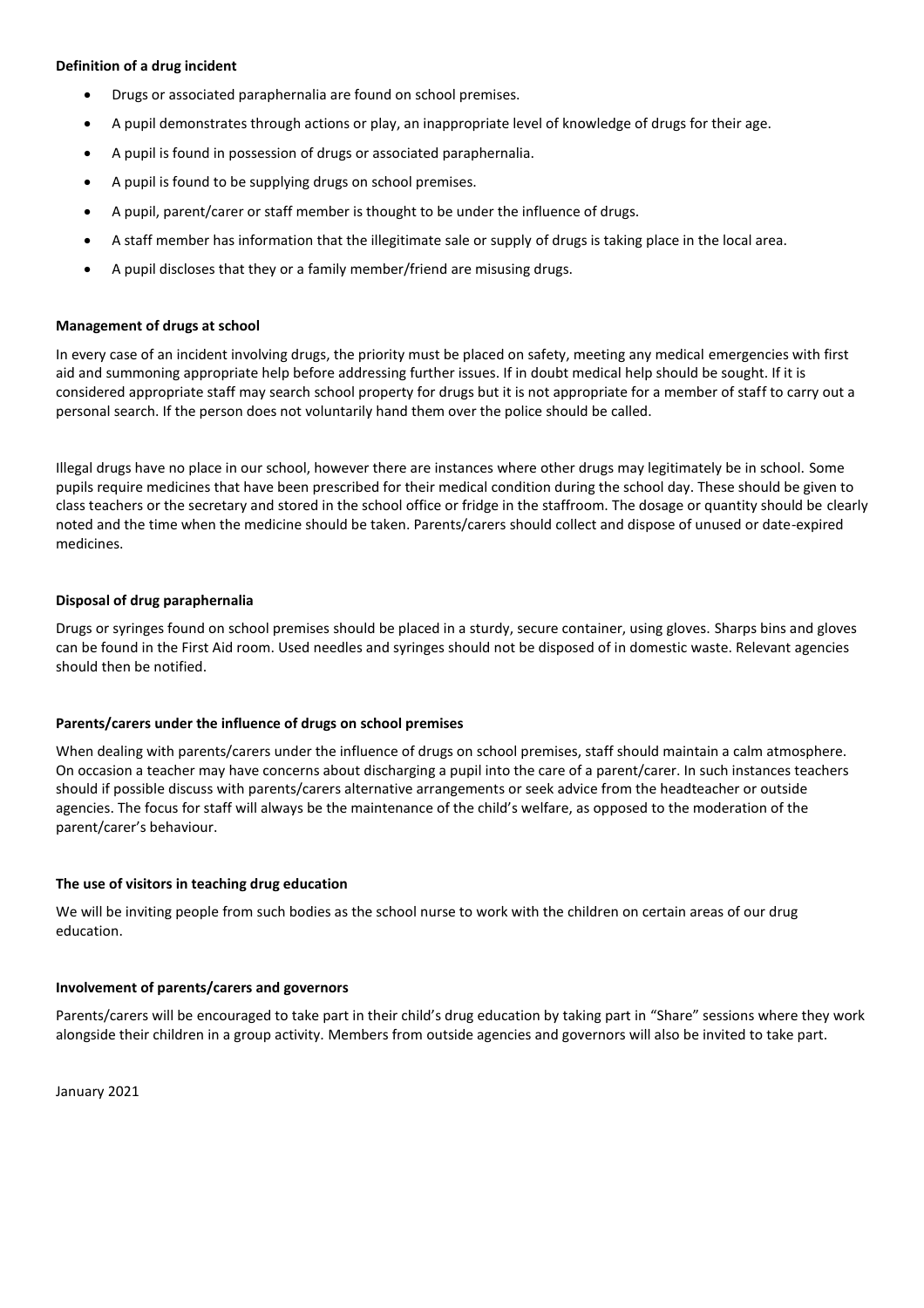**Definition of a drug incident**

- Drugs or associated paraphernalia are found on school premises.
- A pupil demonstrates through actions or play, an inappropriate level of knowledge of drugs for their age.
- A pupil is found in possession of drugs or associated paraphernalia.
- A pupil is found to be supplying drugs on school premises.
- A pupil, parent/carer or staff member is thought to be under the influence of drugs.
- A staff member has information that the illegitimate sale or supply of drugs is taking place in the local area.
- A pupil discloses that they or a family member/friend are misusing drugs.

**Management of drugs at school**

In every case of an incident involving drugs, the priority must be placed on safety, meeting any medical emergencies with first aid and summoning appropriate help before addressing further issues. If in doubt medical help should be sought. If it is considered appropriate staff may search school property for drugs but it is not appropriate for a member of staff to carry out a personal search. If the person does not voluntarily hand them over the police should be called.

Illegal drugs have no place in our school, however there are instances where other drugs may legitimately be in school. Some pupils require medicines that have been prescribed for their medical condition during the school day. These should be given to class teachers or the secretary and stored in the school office or fridge in the staffroom. The dosage or quantity should be clearly noted and the time when the medicine should be taken. Parents/carers should collect and dispose of unused or date-expired medicines.

**Disposal of drug paraphernalia**

Drugs or syringes found on school premises should be placed in a sturdy, secure container, using gloves. Sharps bins and gloves can be found in the First Aid room. Used needles and syringes should not be disposed of in domestic waste. Relevant agencies should then be notified.

**Parents/carers under the influence of drugs on school premises**

When dealing with parents/carers under the influence of drugs on school premises, staff should maintain a calm atmosphere. On occasion a teacher may have concerns about discharging a pupil into the care of a parent/carer. In such instances teachers should if possible discuss with parents/carers alternative arrangements or seek advice from the headteacher or outside agencies. The focus for staff will always be the maintenance of the child's welfare, as opposed to the moderation of the parent/carer's behaviour.

**The use of visitors in teaching drug education**

We will be inviting people from such bodies as the school nurse to work with the children on certain areas of our drug education.

**Involvement of parents/carers and governors**

Parents/carers will be encouraged to take part in their child's drug education by taking part in "Share" sessions where they work alongside their children in a group activity. Members from outside agencies and governors will also be invited to take part.

January 2021